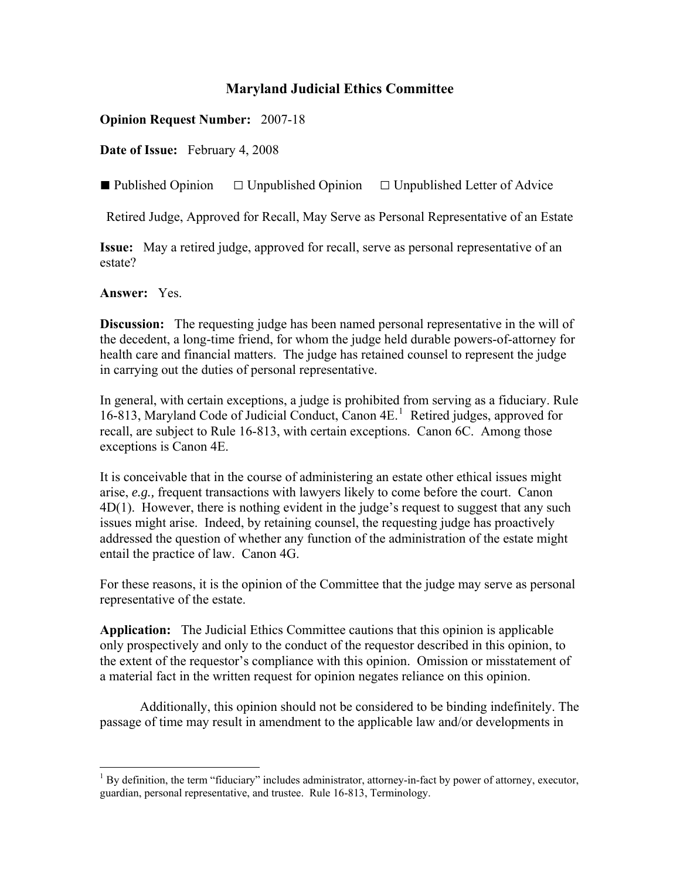# Maryland Judicial Ethics Committee

**Opinion Request Number:** 2007-18

**Date of Issue:** February 4, 2008

■ Published Opinion ☐ Unpublished Opinion ☐ Unpublished Letter of Advice

Retired Judge, Approved for Recall, May Serve as Personal Representative of an Estate

**Issue:** May a retired judge, approved for recall, serve as personal representative of an estate?

**Answer:** Yes.

**Discussion:** The requesting judge has been named personal representative in the will of the decedent, a long-time friend, for whom the judge held durable powers-of-attorney for health care and financial matters. The judge has retained counsel to represent the judge in carrying out the duties of personal representative.

In general, with certain exceptions, a judge is prohibited from serving as a fiduciary. Rule 16-813, Maryland Code of Judicial Conduct, Canon 4E.[1] Retired judges, approved for recall, are subject to Rule 16-813, with certain exceptions. Canon 6C. Among those exceptions is Canon 4E.

It is conceivable that in the course of administering an estate other ethical issues might arise, *e.g.,* frequent transactions with lawyers likely to come before the court. Canon 4D(1). However, there is nothing evident in the judge's request to suggest that any such issues might arise. Indeed, by retaining counsel, the requesting judge has proactively addressed the question of whether any function of the administration of the estate might entail the practice of law. Canon 4G.

For these reasons, it is the opinion of the Committee that the judge may serve as personal representative of the estate.

**Application:** The Judicial Ethics Committee cautions that this opinion is applicable only prospectively and only to the conduct of the requestor described in this opinion, to the extent of the requestor's compliance with this opinion. Omission or misstatement of a material fact in the written request for opinion negates reliance on this opinion.

Additionally, this opinion should not be considered to be binding indefinitely. The passage of time may result in amendment to the applicable law and/or developments in

[1] By definition, the term "fiduciary" includes administrator, attorney-in-fact by power of attorney, executor, guardian, personal representative, and trustee. Rule 16-813, Terminology.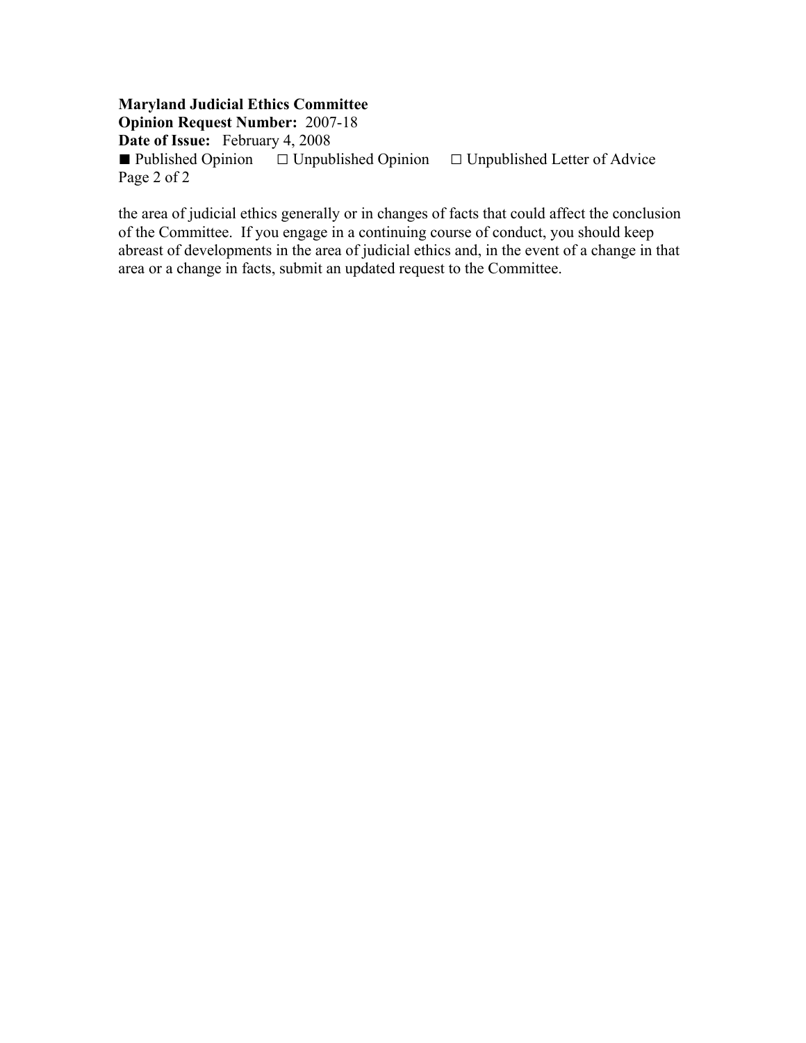the area of judicial ethics generally or in changes of facts that could affect the conclusion of the Committee. If you engage in a continuing course of conduct, you should keep abreast of developments in the area of judicial ethics and, in the event of a change in that area or a change in facts, submit an updated request to the Committee.